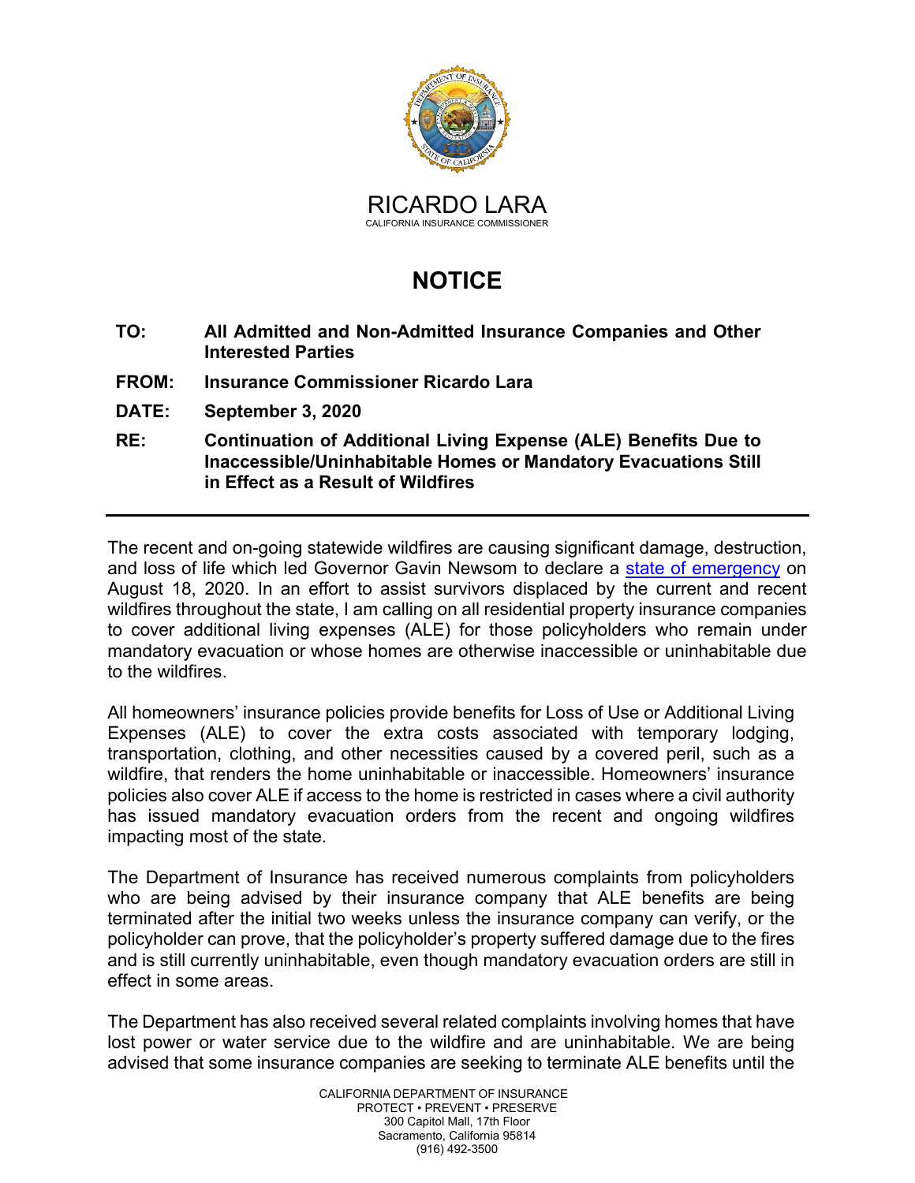RICARDO LARA
CALIFORNIA INSURANCE COMMISSIONER

# NOTICE

**TO:** **All Admitted and Non-Admitted Insurance Companies and Other Interested Parties**

**FROM:** **Insurance Commissioner Ricardo Lara**

**DATE:** **September 3, 2020**

**RE:** **Continuation of Additional Living Expense (ALE) Benefits Due to Inaccessible/Uninhabitable Homes or Mandatory Evacuations Still in Effect as a Result of Wildfires**

---

The recent and on-going statewide wildfires are causing significant damage, destruction, and loss of life which led Governor Gavin Newsom to declare a state of emergency on August 18, 2020. In an effort to assist survivors displaced by the current and recent wildfires throughout the state, I am calling on all residential property insurance companies to cover additional living expenses (ALE) for those policyholders who remain under mandatory evacuation or whose homes are otherwise inaccessible or uninhabitable due to the wildfires.

All homeowners' insurance policies provide benefits for Loss of Use or Additional Living Expenses (ALE) to cover the extra costs associated with temporary lodging, transportation, clothing, and other necessities caused by a covered peril, such as a wildfire, that renders the home uninhabitable or inaccessible. Homeowners' insurance policies also cover ALE if access to the home is restricted in cases where a civil authority has issued mandatory evacuation orders from the recent and ongoing wildfires impacting most of the state.

The Department of Insurance has received numerous complaints from policyholders who are being advised by their insurance company that ALE benefits are being terminated after the initial two weeks unless the insurance company can verify, or the policyholder can prove, that the policyholder's property suffered damage due to the fires and is still currently uninhabitable, even though mandatory evacuation orders are still in effect in some areas.

The Department has also received several related complaints involving homes that have lost power or water service due to the wildfire and are uninhabitable. We are being advised that some insurance companies are seeking to terminate ALE benefits until the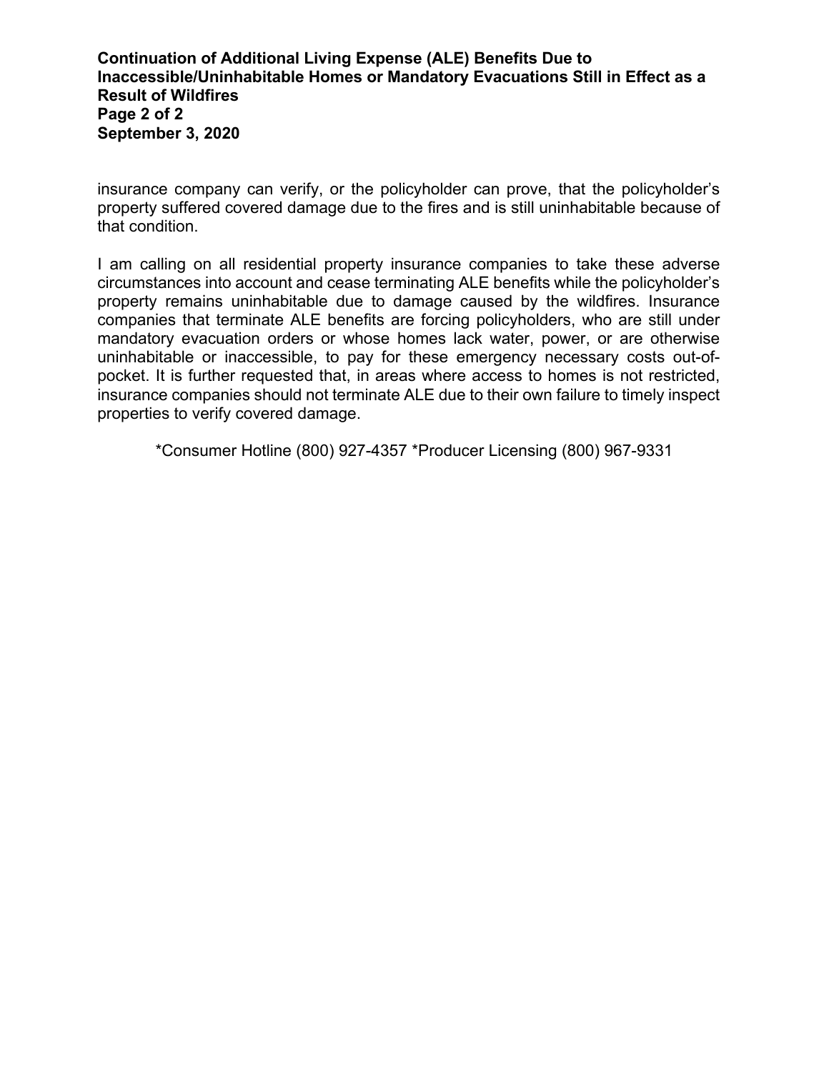insurance company can verify, or the policyholder can prove, that the policyholder's property suffered covered damage due to the fires and is still uninhabitable because of that condition.

I am calling on all residential property insurance companies to take these adverse circumstances into account and cease terminating ALE benefits while the policyholder's property remains uninhabitable due to damage caused by the wildfires. Insurance companies that terminate ALE benefits are forcing policyholders, who are still under mandatory evacuation orders or whose homes lack water, power, or are otherwise uninhabitable or inaccessible, to pay for these emergency necessary costs out-of-pocket. It is further requested that, in areas where access to homes is not restricted, insurance companies should not terminate ALE due to their own failure to timely inspect properties to verify covered damage.

*Consumer Hotline (800) 927-4357 *Producer Licensing (800) 967-9331